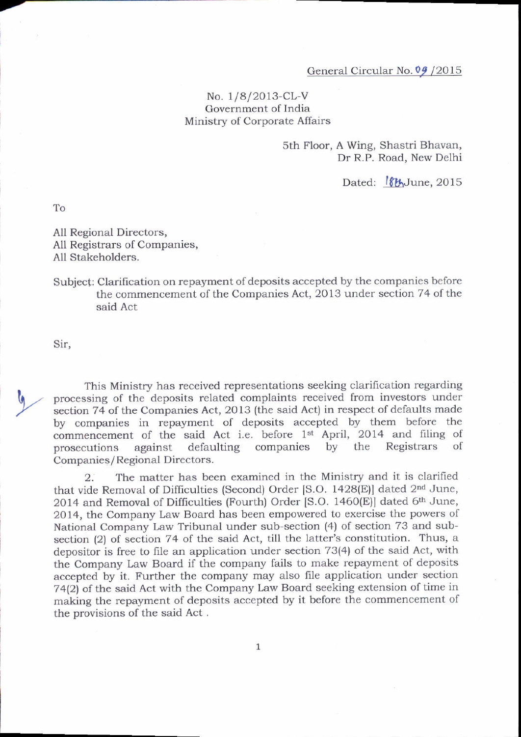General Circular No. 09 /2015

No. 1/8/2013-CL-V
Government of India
Ministry of Corporate Affairs

5th Floor, A Wing, Shastri Bhavan,
Dr R.P. Road, New Delhi

Dated: 18th June, 2015

To

All Regional Directors,
All Registrars of Companies,
All Stakeholders.

Subject: Clarification on repayment of deposits accepted by the companies before the commencement of the Companies Act, 2013 under section 74 of the said Act

Sir,

This Ministry has received representations seeking clarification regarding processing of the deposits related complaints received from investors under section 74 of the Companies Act, 2013 (the said Act) in respect of defaults made by companies in repayment of deposits accepted by them before the commencement of the said Act i.e. before 1st April, 2014 and filing of prosecutions against defaulting companies by the Registrars of Companies/Regional Directors.

2. The matter has been examined in the Ministry and it is clarified that vide Removal of Difficulties (Second) Order [S.O. 1428(E)] dated 2nd June, 2014 and Removal of Difficulties (Fourth) Order [S.O. 1460(E)] dated 6th June, 2014, the Company Law Board has been empowered to exercise the powers of National Company Law Tribunal under sub-section (4) of section 73 and sub-section (2) of section 74 of the said Act, till the latter's constitution. Thus, a depositor is free to file an application under section 73(4) of the said Act, with the Company Law Board if the company fails to make repayment of deposits accepted by it. Further the company may also file application under section 74(2) of the said Act with the Company Law Board seeking extension of time in making the repayment of deposits accepted by it before the commencement of the provisions of the said Act .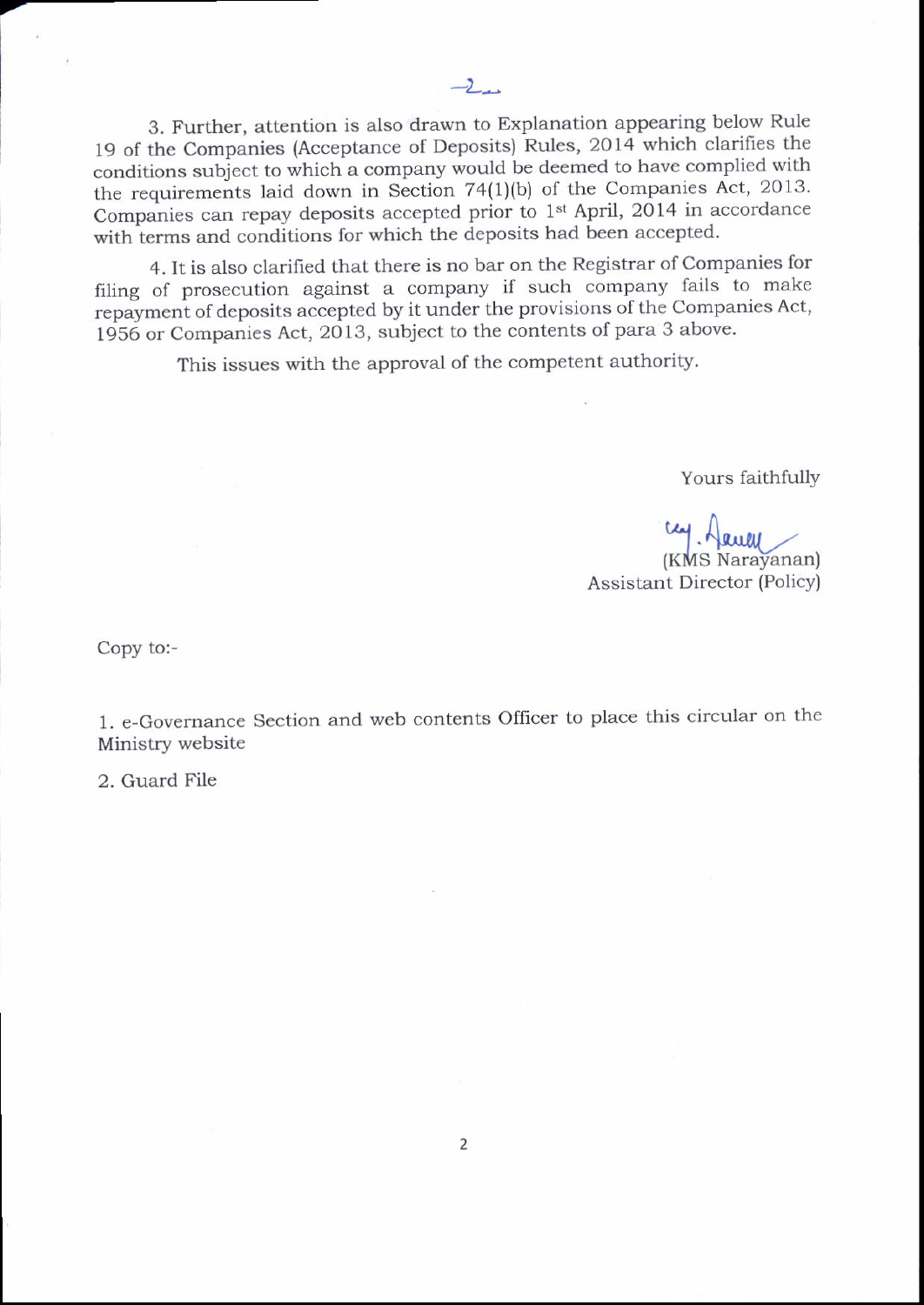3. Further, attention is also drawn to Explanation appearing below Rule 19 of the Companies (Acceptance of Deposits) Rules, 2014 which clarifies the conditions subject to which a company would be deemed to have complied with the requirements laid down in Section 74(1)(b) of the Companies Act, 2013. Companies can repay deposits accepted prior to 1st April, 2014 in accordance with terms and conditions for which the deposits had been accepted.

4. It is also clarified that there is no bar on the Registrar of Companies for filing of prosecution against a company if such company fails to make repayment of deposits accepted by it under the provisions of the Companies Act, 1956 or Companies Act, 2013, subject to the contents of para 3 above.

This issues with the approval of the competent authority.

Yours faithfully

(KMS Narayanan)
Assistant Director (Policy)

Copy to:-

1. e-Governance Section and web contents Officer to place this circular on the Ministry website

2. Guard File